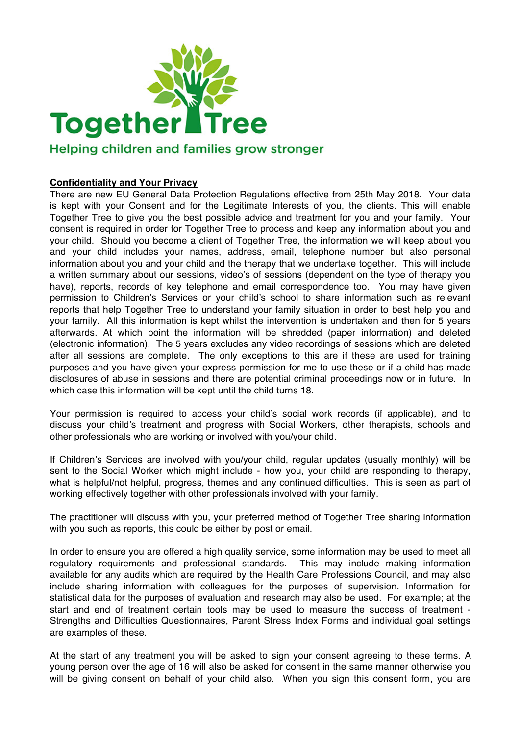Together Tree

Helping children and families grow stronger

**Confidentiality and Your Privacy**

There are new EU General Data Protection Regulations effective from 25th May 2018. Your data is kept with your Consent and for the Legitimate Interests of you, the clients. This will enable Together Tree to give you the best possible advice and treatment for you and your family. Your consent is required in order for Together Tree to process and keep any information about you and your child. Should you become a client of Together Tree, the information we will keep about you and your child includes your names, address, email, telephone number but also personal information about you and your child and the therapy that we undertake together. This will include a written summary about our sessions, video's of sessions (dependent on the type of therapy you have), reports, records of key telephone and email correspondence too. You may have given permission to Children's Services or your child's school to share information such as relevant reports that help Together Tree to understand your family situation in order to best help you and your family. All this information is kept whilst the intervention is undertaken and then for 5 years afterwards. At which point the information will be shredded (paper information) and deleted (electronic information). The 5 years excludes any video recordings of sessions which are deleted after all sessions are complete. The only exceptions to this are if these are used for training purposes and you have given your express permission for me to use these or if a child has made disclosures of abuse in sessions and there are potential criminal proceedings now or in future. In which case this information will be kept until the child turns 18.

Your permission is required to access your child's social work records (if applicable), and to discuss your child's treatment and progress with Social Workers, other therapists, schools and other professionals who are working or involved with you/your child.

If Children's Services are involved with you/your child, regular updates (usually monthly) will be sent to the Social Worker which might include - how you, your child are responding to therapy, what is helpful/not helpful, progress, themes and any continued difficulties. This is seen as part of working effectively together with other professionals involved with your family.

The practitioner will discuss with you, your preferred method of Together Tree sharing information with you such as reports, this could be either by post or email.

In order to ensure you are offered a high quality service, some information may be used to meet all regulatory requirements and professional standards. This may include making information available for any audits which are required by the Health Care Professions Council, and may also include sharing information with colleagues for the purposes of supervision. Information for statistical data for the purposes of evaluation and research may also be used. For example; at the start and end of treatment certain tools may be used to measure the success of treatment - Strengths and Difficulties Questionnaires, Parent Stress Index Forms and individual goal settings are examples of these.

At the start of any treatment you will be asked to sign your consent agreeing to these terms. A young person over the age of 16 will also be asked for consent in the same manner otherwise you will be giving consent on behalf of your child also. When you sign this consent form, you are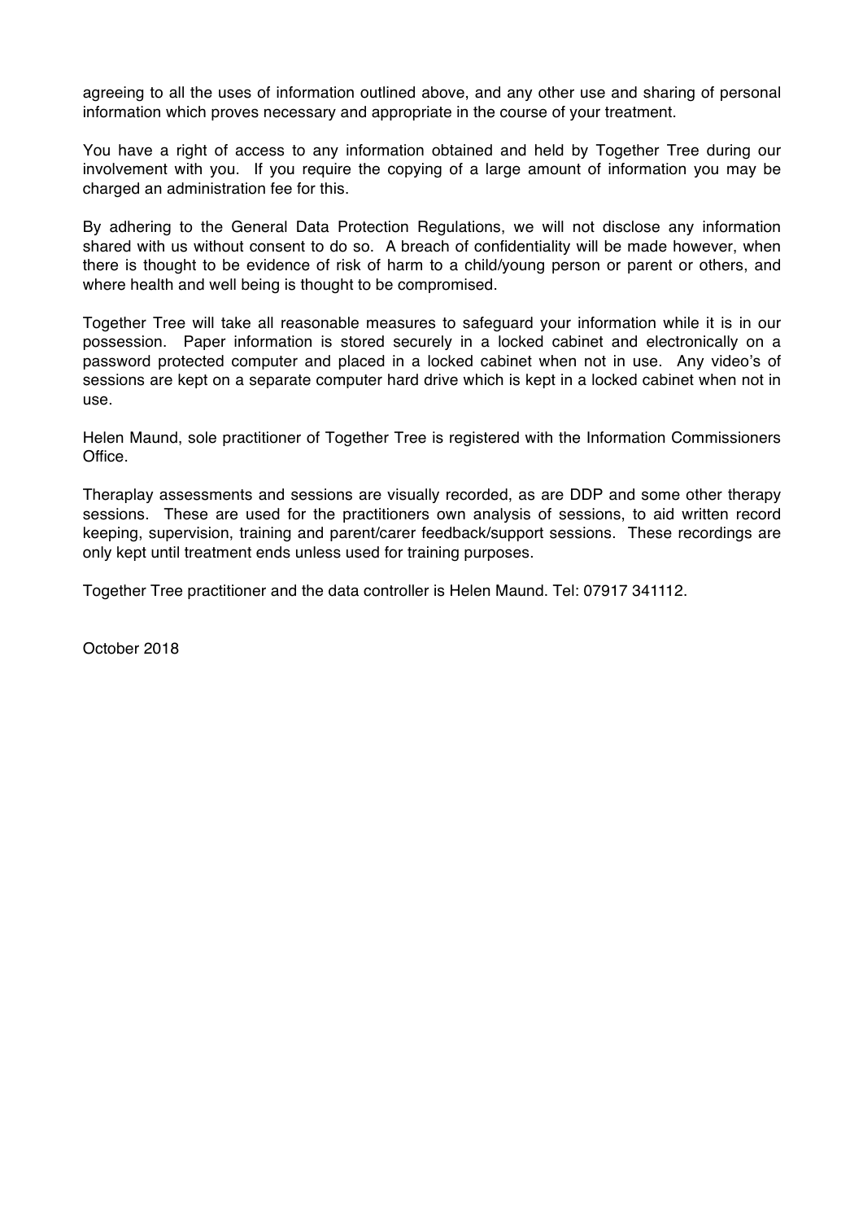agreeing to all the uses of information outlined above, and any other use and sharing of personal information which proves necessary and appropriate in the course of your treatment.

You have a right of access to any information obtained and held by Together Tree during our involvement with you. If you require the copying of a large amount of information you may be charged an administration fee for this.

By adhering to the General Data Protection Regulations, we will not disclose any information shared with us without consent to do so. A breach of confidentiality will be made however, when there is thought to be evidence of risk of harm to a child/young person or parent or others, and where health and well being is thought to be compromised.

Together Tree will take all reasonable measures to safeguard your information while it is in our possession. Paper information is stored securely in a locked cabinet and electronically on a password protected computer and placed in a locked cabinet when not in use. Any video's of sessions are kept on a separate computer hard drive which is kept in a locked cabinet when not in use.

Helen Maund, sole practitioner of Together Tree is registered with the Information Commissioners Office.

Theraplay assessments and sessions are visually recorded, as are DDP and some other therapy sessions. These are used for the practitioners own analysis of sessions, to aid written record keeping, supervision, training and parent/carer feedback/support sessions. These recordings are only kept until treatment ends unless used for training purposes.

Together Tree practitioner and the data controller is Helen Maund. Tel: 07917 341112.

October 2018